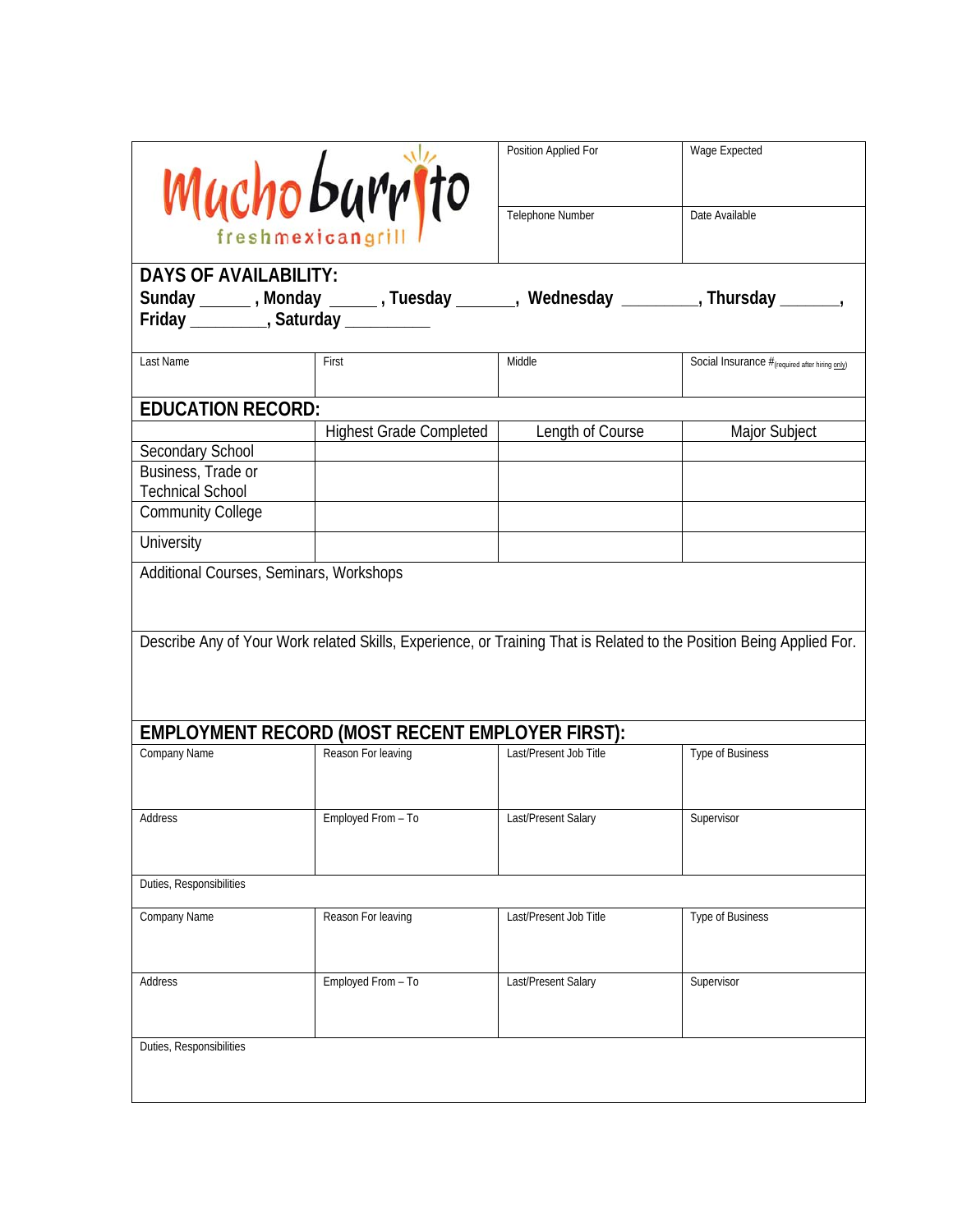**Mucho burrito** fresh mexican grill

| Position Applied For | Wage Expected |
|---|---|
| Telephone Number | Date Available |

## DAYS OF AVAILABILITY:

**Sunday ______ , Monday _____ , Tuesday ______, Wednesday ________, Thursday ______, Friday ________, Saturday _________**

| Last Name | First | Middle | Social Insurance # (required after hiring only) |
|---|---|---|---|
| | | | |

## EDUCATION RECORD:

| | Highest Grade Completed | Length of Course | Major Subject |
|---|---|---|---|
| Secondary School | | | |
| Business, Trade or Technical School | | | |
| Community College | | | |
| University | | | |

Additional Courses, Seminars, Workshops

Describe Any of Your Work related Skills, Experience, or Training That is Related to the Position Being Applied For.

## EMPLOYMENT RECORD (MOST RECENT EMPLOYER FIRST):

| Company Name | Reason For leaving | Last/Present Job Title | Type of Business |
|---|---|---|---|
| Address | Employed From – To | Last/Present Salary | Supervisor |
| Duties, Responsibilities | | | |
| Company Name | Reason For leaving | Last/Present Job Title | Type of Business |
| Address | Employed From – To | Last/Present Salary | Supervisor |
| Duties, Responsibilities | | | |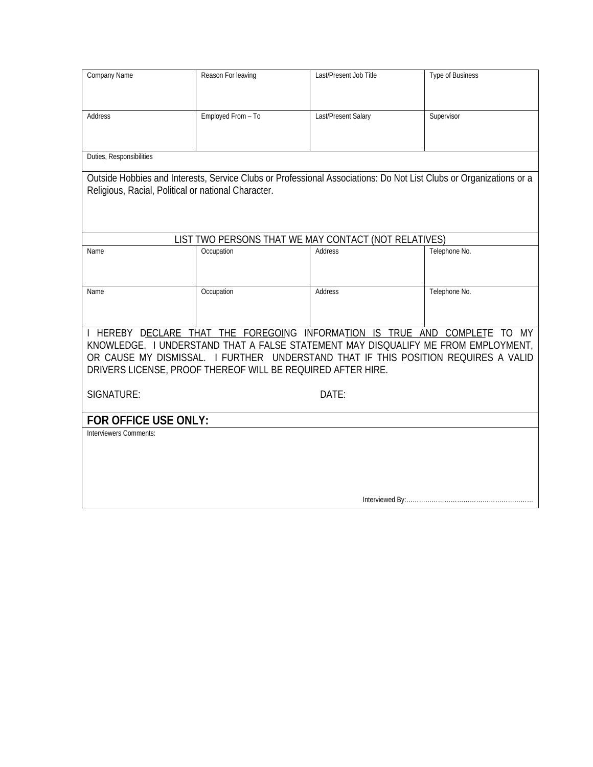| Company Name | Reason For leaving | Last/Present Job Title | Type of Business |
| --- | --- | --- | --- |
| Address | Employed From – To | Last/Present Salary | Supervisor |
| Duties, Responsibilities | | | |

Outside Hobbies and Interests, Service Clubs or Professional Associations: Do Not List Clubs or Organizations or a Religious, Racial, Political or national Character.

| LIST TWO PERSONS THAT WE MAY CONTACT (NOT RELATIVES) | | | |
| --- | --- | --- | --- |
| Name | Occupation | Address | Telephone No. |
| Name | Occupation | Address | Telephone No. |

I HEREBY DECLARE THAT THE FOREGOING INFORMATION IS TRUE AND COMPLETE TO MY KNOWLEDGE. I UNDERSTAND THAT A FALSE STATEMENT MAY DISQUALIFY ME FROM EMPLOYMENT, OR CAUSE MY DISMISSAL. I FURTHER UNDERSTAND THAT IF THIS POSITION REQUIRES A VALID DRIVERS LICENSE, PROOF THEREOF WILL BE REQUIRED AFTER HIRE.

SIGNATURE: DATE:

## FOR OFFICE USE ONLY:

Interviewers Comments:

Interviewed By:…………………………………………………